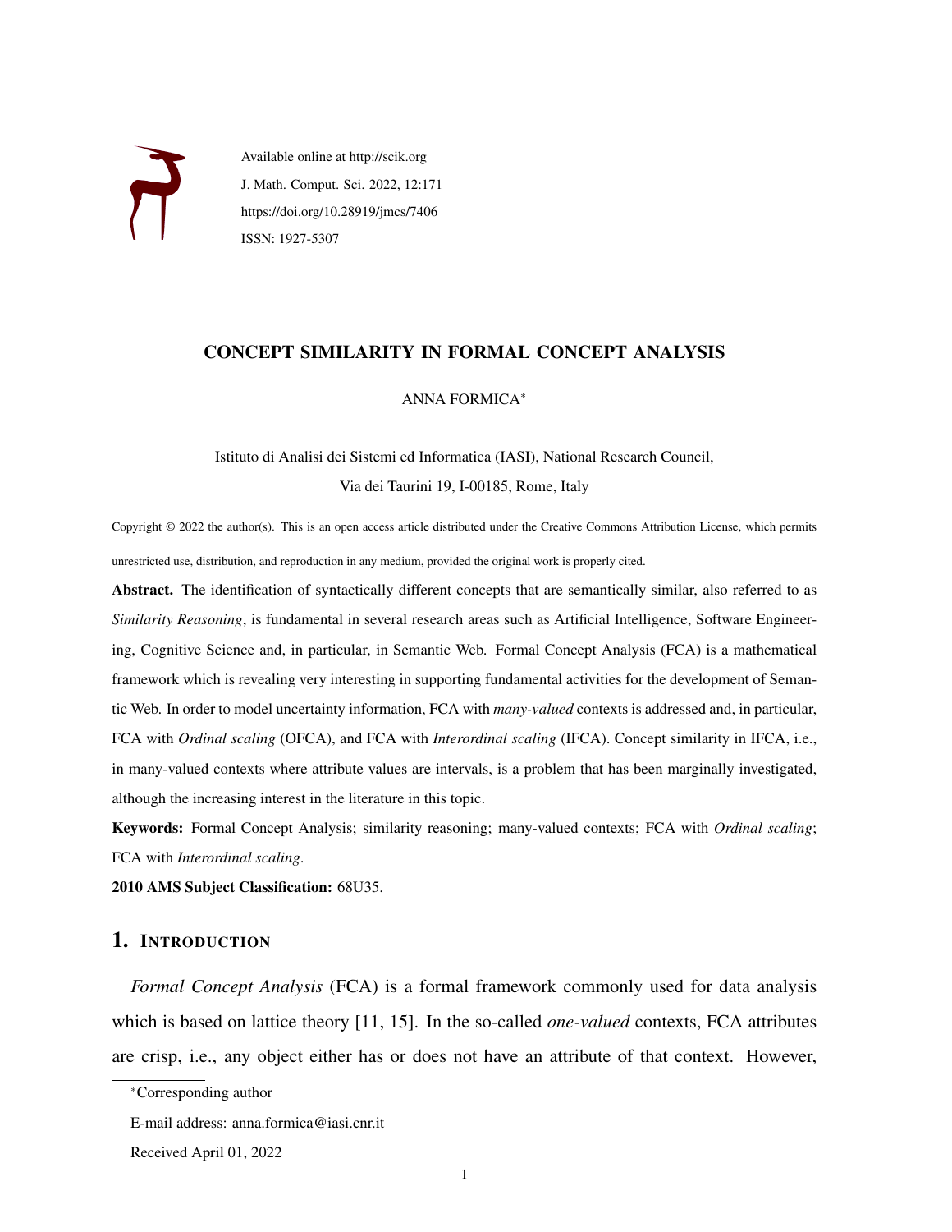Available online at http://scik.org

J. Math. Comput. Sci. 2022, 12:171

https://doi.org/10.28919/jmcs/7406

ISSN: 1927-5307

# CONCEPT SIMILARITY IN FORMAL CONCEPT ANALYSIS

ANNA FORMICA*

Istituto di Analisi dei Sistemi ed Informatica (IASI), National Research Council,

Via dei Taurini 19, I-00185, Rome, Italy

Copyright © 2022 the author(s). This is an open access article distributed under the Creative Commons Attribution License, which permits unrestricted use, distribution, and reproduction in any medium, provided the original work is properly cited.

**Abstract.** The identification of syntactically different concepts that are semantically similar, also referred to as *Similarity Reasoning*, is fundamental in several research areas such as Artificial Intelligence, Software Engineering, Cognitive Science and, in particular, in Semantic Web. Formal Concept Analysis (FCA) is a mathematical framework which is revealing very interesting in supporting fundamental activities for the development of Semantic Web. In order to model uncertainty information, FCA with *many-valued* contexts is addressed and, in particular, FCA with *Ordinal scaling* (OFCA), and FCA with *Interordinal scaling* (IFCA). Concept similarity in IFCA, i.e., in many-valued contexts where attribute values are intervals, is a problem that has been marginally investigated, although the increasing interest in the literature in this topic.

**Keywords:** Formal Concept Analysis; similarity reasoning; many-valued contexts; FCA with *Ordinal scaling*; FCA with *Interordinal scaling*.

**2010 AMS Subject Classification:** 68U35.

## 1. Introduction

*Formal Concept Analysis* (FCA) is a formal framework commonly used for data analysis which is based on lattice theory [11, 15]. In the so-called *one-valued* contexts, FCA attributes are crisp, i.e., any object either has or does not have an attribute of that context. However,

*Corresponding author

E-mail address: anna.formica@iasi.cnr.it

Received April 01, 2022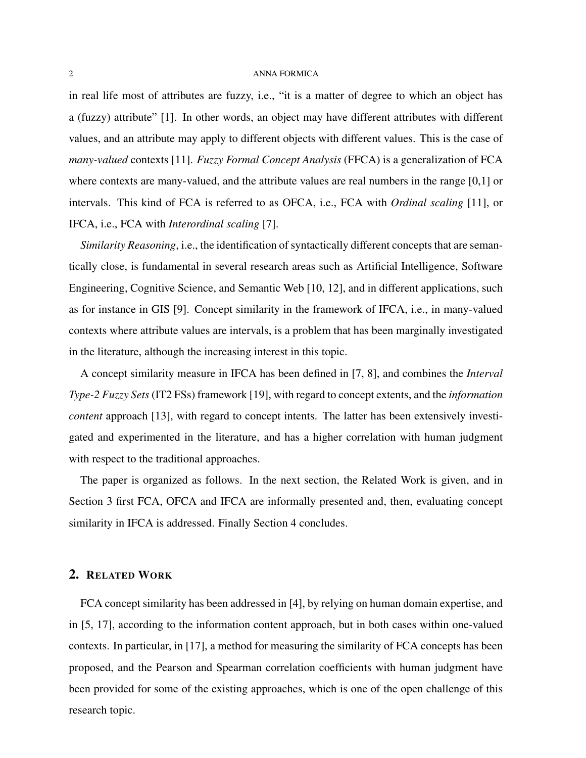in real life most of attributes are fuzzy, i.e., "it is a matter of degree to which an object has a (fuzzy) attribute" [1]. In other words, an object may have different attributes with different values, and an attribute may apply to different objects with different values. This is the case of *many-valued* contexts [11]. *Fuzzy Formal Concept Analysis* (FFCA) is a generalization of FCA where contexts are many-valued, and the attribute values are real numbers in the range [0,1] or intervals. This kind of FCA is referred to as OFCA, i.e., FCA with *Ordinal scaling* [11], or IFCA, i.e., FCA with *Interordinal scaling* [7].

*Similarity Reasoning*, i.e., the identification of syntactically different concepts that are semantically close, is fundamental in several research areas such as Artificial Intelligence, Software Engineering, Cognitive Science, and Semantic Web [10, 12], and in different applications, such as for instance in GIS [9]. Concept similarity in the framework of IFCA, i.e., in many-valued contexts where attribute values are intervals, is a problem that has been marginally investigated in the literature, although the increasing interest in this topic.

A concept similarity measure in IFCA has been defined in [7, 8], and combines the *Interval Type-2 Fuzzy Sets* (IT2 FSs) framework [19], with regard to concept extents, and the *information content* approach [13], with regard to concept intents. The latter has been extensively investigated and experimented in the literature, and has a higher correlation with human judgment with respect to the traditional approaches.

The paper is organized as follows. In the next section, the Related Work is given, and in Section 3 first FCA, OFCA and IFCA are informally presented and, then, evaluating concept similarity in IFCA is addressed. Finally Section 4 concludes.

## 2. Related Work

FCA concept similarity has been addressed in [4], by relying on human domain expertise, and in [5, 17], according to the information content approach, but in both cases within one-valued contexts. In particular, in [17], a method for measuring the similarity of FCA concepts has been proposed, and the Pearson and Spearman correlation coefficients with human judgment have been provided for some of the existing approaches, which is one of the open challenge of this research topic.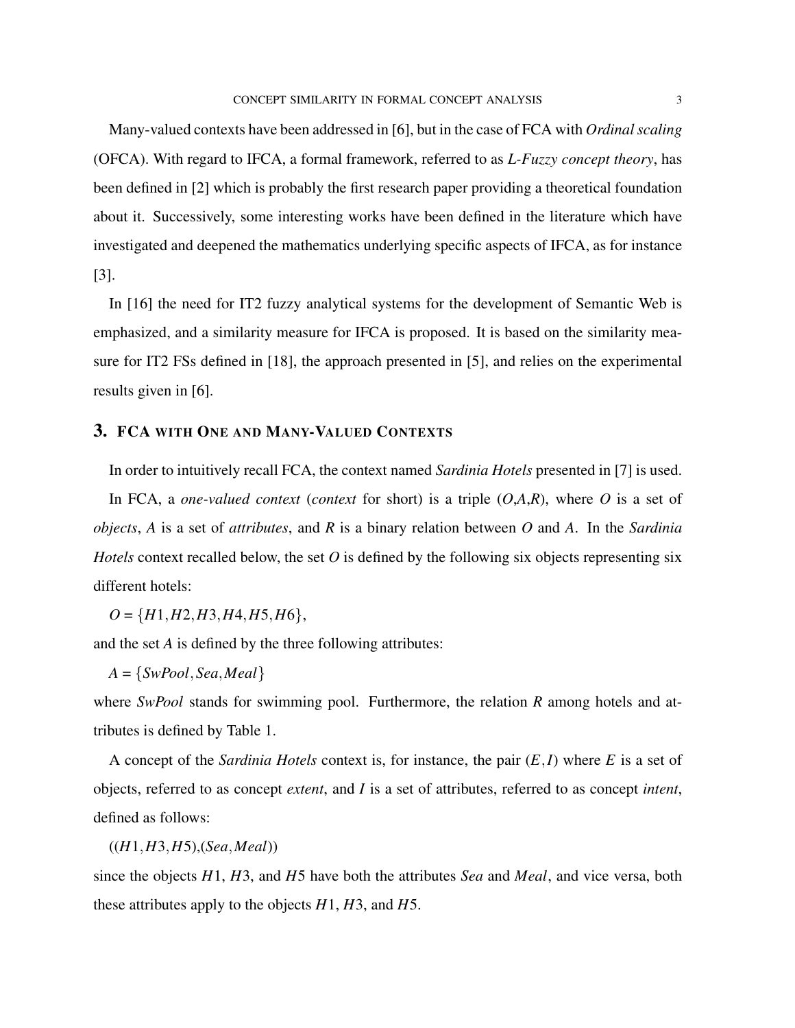Many-valued contexts have been addressed in [6], but in the case of FCA with *Ordinal scaling* (OFCA). With regard to IFCA, a formal framework, referred to as *L-Fuzzy concept theory*, has been defined in [2] which is probably the first research paper providing a theoretical foundation about it. Successively, some interesting works have been defined in the literature which have investigated and deepened the mathematics underlying specific aspects of IFCA, as for instance [3].

In [16] the need for IT2 fuzzy analytical systems for the development of Semantic Web is emphasized, and a similarity measure for IFCA is proposed. It is based on the similarity measure for IT2 FSs defined in [18], the approach presented in [5], and relies on the experimental results given in [6].

## 3. FCA with One and Many-Valued Contexts

In order to intuitively recall FCA, the context named *Sardinia Hotels* presented in [7] is used.

In FCA, a *one-valued context* (*context* for short) is a triple ($O$,$A$,$R$), where $O$ is a set of *objects*, $A$ is a set of *attributes*, and $R$ is a binary relation between $O$ and $A$. In the *Sardinia Hotels* context recalled below, the set $O$ is defined by the following six objects representing six different hotels:

$O = \{H1, H2, H3, H4, H5, H6\}$,

and the set $A$ is defined by the three following attributes:

$A = \{SwPool, Sea, Meal\}$

where *SwPool* stands for swimming pool. Furthermore, the relation $R$ among hotels and attributes is defined by Table 1.

A concept of the *Sardinia Hotels* context is, for instance, the pair $(E, I)$ where $E$ is a set of objects, referred to as concept *extent*, and $I$ is a set of attributes, referred to as concept *intent*, defined as follows:

$((H1, H3, H5), (Sea, Meal))$

since the objects $H1$, $H3$, and $H5$ have both the attributes *Sea* and *Meal*, and vice versa, both these attributes apply to the objects $H1$, $H3$, and $H5$.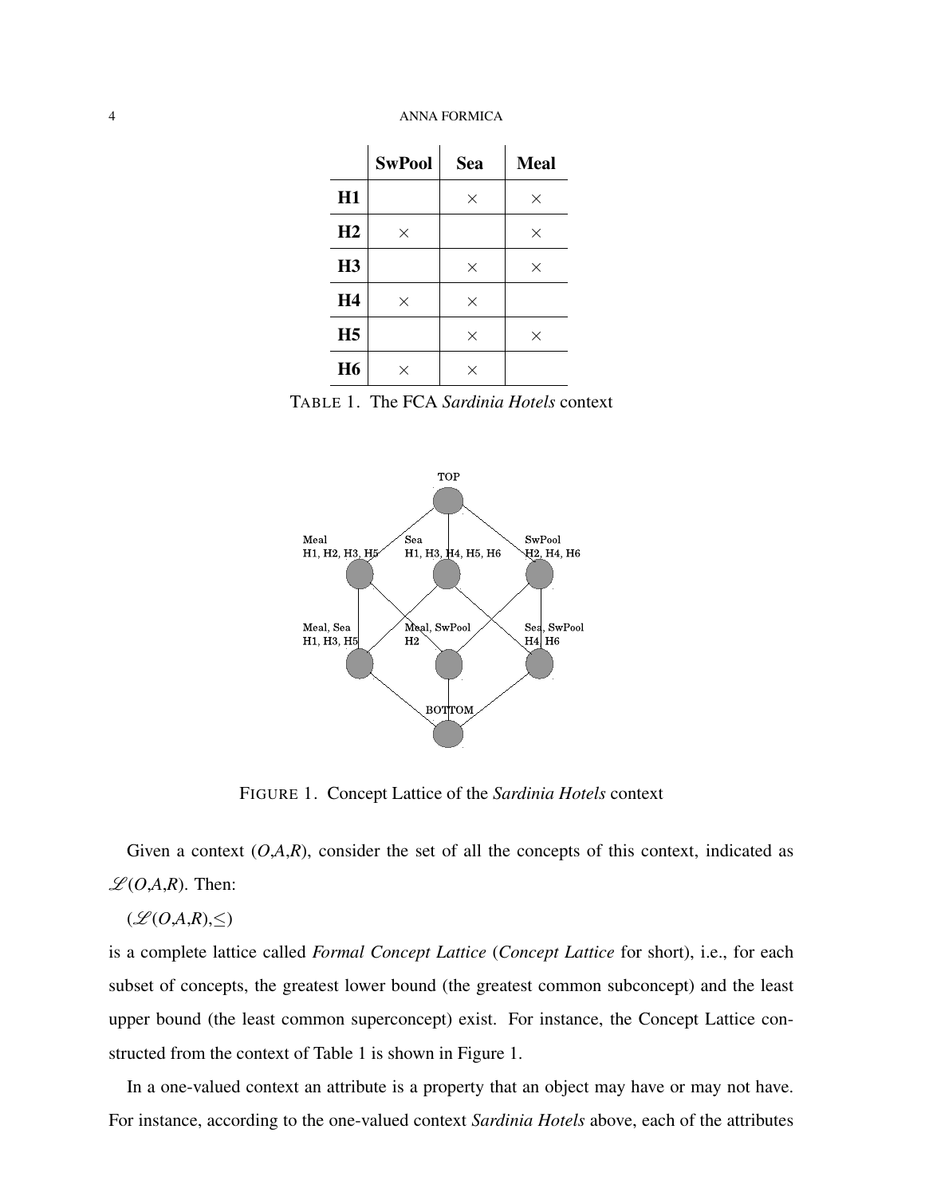|  | **SwPool** | **Sea** | **Meal** |
|---|---|---|---|
| **H1** |  | × | × |
| **H2** | × |  | × |
| **H3** |  | × | × |
| **H4** | × | × |  |
| **H5** |  | × | × |
| **H6** | × | × |  |

TABLE 1. The FCA *Sardinia Hotels* context

FIGURE 1. Concept Lattice of the *Sardinia Hotels* context

Given a context (*O*,*A*,*R*), consider the set of all the concepts of this context, indicated as $\mathscr{L}(O,A,R)$. Then:

$(\mathscr{L}(O,A,R),\leq)$

is a complete lattice called *Formal Concept Lattice* (*Concept Lattice* for short), i.e., for each subset of concepts, the greatest lower bound (the greatest common subconcept) and the least upper bound (the least common superconcept) exist. For instance, the Concept Lattice constructed from the context of Table 1 is shown in Figure 1.

In a one-valued context an attribute is a property that an object may have or may not have. For instance, according to the one-valued context *Sardinia Hotels* above, each of the attributes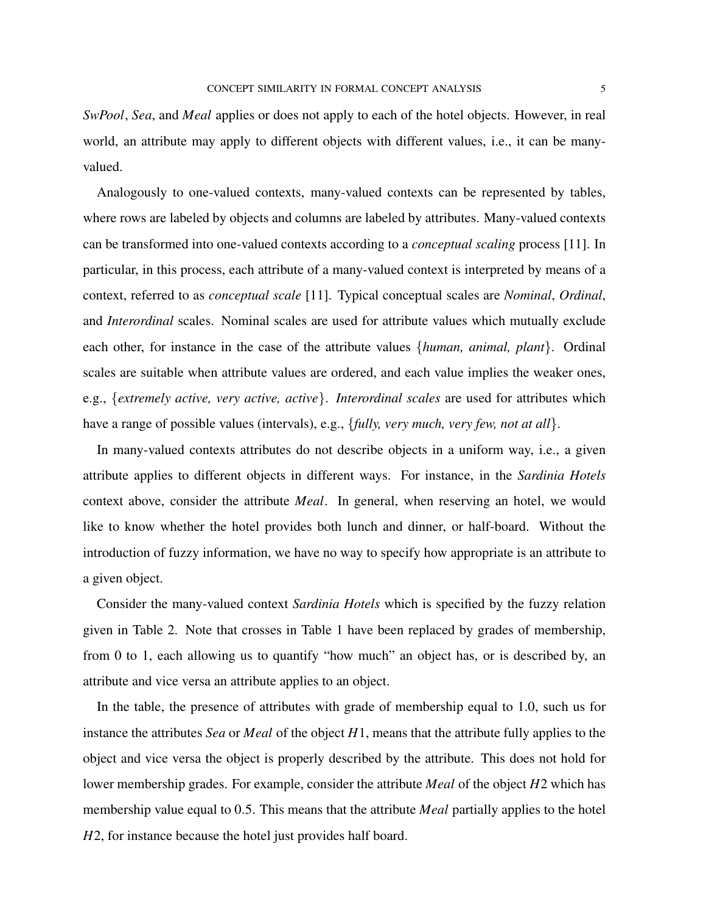*SwPool*, *Sea*, and *Meal* applies or does not apply to each of the hotel objects. However, in real world, an attribute may apply to different objects with different values, i.e., it can be many-valued.

Analogously to one-valued contexts, many-valued contexts can be represented by tables, where rows are labeled by objects and columns are labeled by attributes. Many-valued contexts can be transformed into one-valued contexts according to a *conceptual scaling* process [11]. In particular, in this process, each attribute of a many-valued context is interpreted by means of a context, referred to as *conceptual scale* [11]. Typical conceptual scales are *Nominal*, *Ordinal*, and *Interordinal* scales. Nominal scales are used for attribute values which mutually exclude each other, for instance in the case of the attribute values {*human, animal, plant*}. Ordinal scales are suitable when attribute values are ordered, and each value implies the weaker ones, e.g., {*extremely active, very active, active*}. *Interordinal scales* are used for attributes which have a range of possible values (intervals), e.g., {*fully, very much, very few, not at all*}.

In many-valued contexts attributes do not describe objects in a uniform way, i.e., a given attribute applies to different objects in different ways. For instance, in the *Sardinia Hotels* context above, consider the attribute *Meal*. In general, when reserving an hotel, we would like to know whether the hotel provides both lunch and dinner, or half-board. Without the introduction of fuzzy information, we have no way to specify how appropriate is an attribute to a given object.

Consider the many-valued context *Sardinia Hotels* which is specified by the fuzzy relation given in Table 2. Note that crosses in Table 1 have been replaced by grades of membership, from 0 to 1, each allowing us to quantify "how much" an object has, or is described by, an attribute and vice versa an attribute applies to an object.

In the table, the presence of attributes with grade of membership equal to 1.0, such us for instance the attributes *Sea* or *Meal* of the object $H1$, means that the attribute fully applies to the object and vice versa the object is properly described by the attribute. This does not hold for lower membership grades. For example, consider the attribute *Meal* of the object $H2$ which has membership value equal to 0.5. This means that the attribute *Meal* partially applies to the hotel $H2$, for instance because the hotel just provides half board.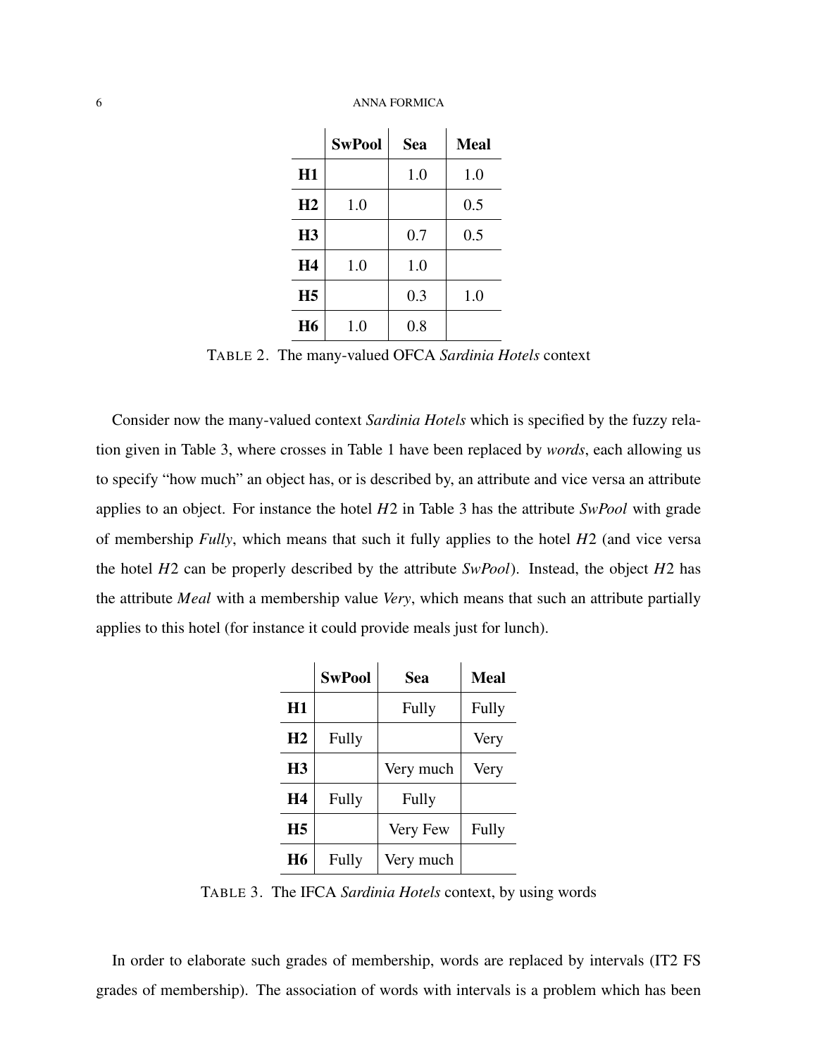|  | **SwPool** | **Sea** | **Meal** |
|---|---|---|---|
| **H1** |  | 1.0 | 1.0 |
| **H2** | 1.0 |  | 0.5 |
| **H3** |  | 0.7 | 0.5 |
| **H4** | 1.0 | 1.0 |  |
| **H5** |  | 0.3 | 1.0 |
| **H6** | 1.0 | 0.8 |  |

TABLE 2. The many-valued OFCA *Sardinia Hotels* context

Consider now the many-valued context *Sardinia Hotels* which is specified by the fuzzy relation given in Table 3, where crosses in Table 1 have been replaced by *words*, each allowing us to specify "how much" an object has, or is described by, an attribute and vice versa an attribute applies to an object. For instance the hotel $H2$ in Table 3 has the attribute *SwPool* with grade of membership *Fully*, which means that such it fully applies to the hotel $H2$ (and vice versa the hotel $H2$ can be properly described by the attribute *SwPool*). Instead, the object $H2$ has the attribute *Meal* with a membership value *Very*, which means that such an attribute partially applies to this hotel (for instance it could provide meals just for lunch).

|  | **SwPool** | **Sea** | **Meal** |
|---|---|---|---|
| **H1** |  | Fully | Fully |
| **H2** | Fully |  | Very |
| **H3** |  | Very much | Very |
| **H4** | Fully | Fully |  |
| **H5** |  | Very Few | Fully |
| **H6** | Fully | Very much |  |

TABLE 3. The IFCA *Sardinia Hotels* context, by using words

In order to elaborate such grades of membership, words are replaced by intervals (IT2 FS grades of membership). The association of words with intervals is a problem which has been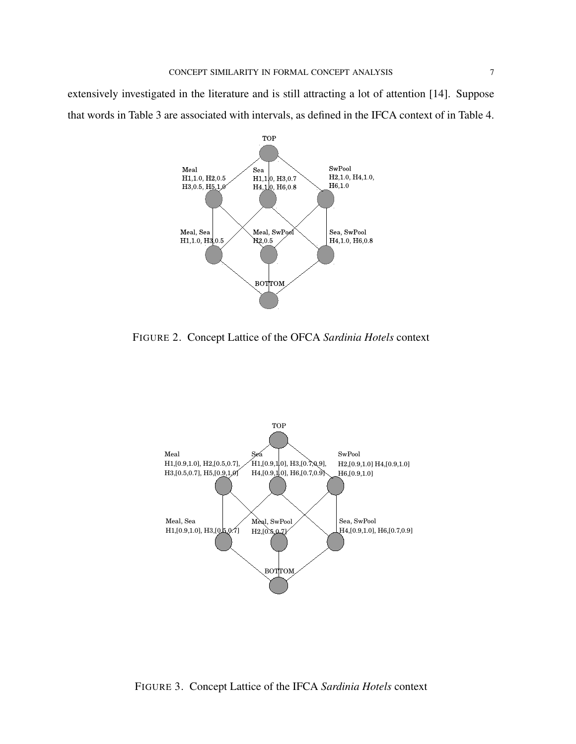extensively investigated in the literature and is still attracting a lot of attention [14]. Suppose that words in Table 3 are associated with intervals, as defined in the IFCA context of in Table 4.

FIGURE 2. Concept Lattice of the OFCA *Sardinia Hotels* context

FIGURE 3. Concept Lattice of the IFCA *Sardinia Hotels* context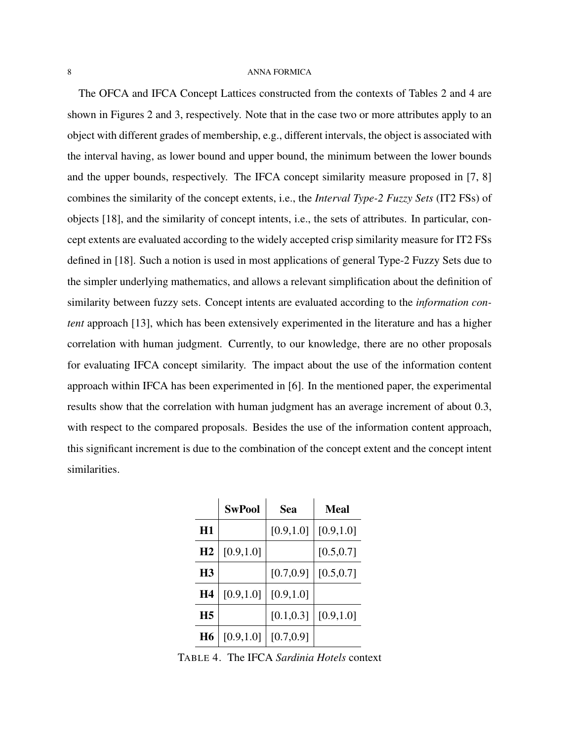The OFCA and IFCA Concept Lattices constructed from the contexts of Tables 2 and 4 are shown in Figures 2 and 3, respectively. Note that in the case two or more attributes apply to an object with different grades of membership, e.g., different intervals, the object is associated with the interval having, as lower bound and upper bound, the minimum between the lower bounds and the upper bounds, respectively. The IFCA concept similarity measure proposed in [7, 8] combines the similarity of the concept extents, i.e., the *Interval Type-2 Fuzzy Sets* (IT2 FSs) of objects [18], and the similarity of concept intents, i.e., the sets of attributes. In particular, concept extents are evaluated according to the widely accepted crisp similarity measure for IT2 FSs defined in [18]. Such a notion is used in most applications of general Type-2 Fuzzy Sets due to the simpler underlying mathematics, and allows a relevant simplification about the definition of similarity between fuzzy sets. Concept intents are evaluated according to the *information content* approach [13], which has been extensively experimented in the literature and has a higher correlation with human judgment. Currently, to our knowledge, there are no other proposals for evaluating IFCA concept similarity. The impact about the use of the information content approach within IFCA has been experimented in [6]. In the mentioned paper, the experimental results show that the correlation with human judgment has an average increment of about 0.3, with respect to the compared proposals. Besides the use of the information content approach, this significant increment is due to the combination of the concept extent and the concept intent similarities.

| | **SwPool** | **Sea** | **Meal** |
|---|---|---|---|
| **H1** | | [0.9,1.0] | [0.9,1.0] |
| **H2** | [0.9,1.0] | | [0.5,0.7] |
| **H3** | | [0.7,0.9] | [0.5,0.7] |
| **H4** | [0.9,1.0] | [0.9,1.0] | |
| **H5** | | [0.1,0.3] | [0.9,1.0] |
| **H6** | [0.9,1.0] | [0.7,0.9] | |

TABLE 4. The IFCA *Sardinia Hotels* context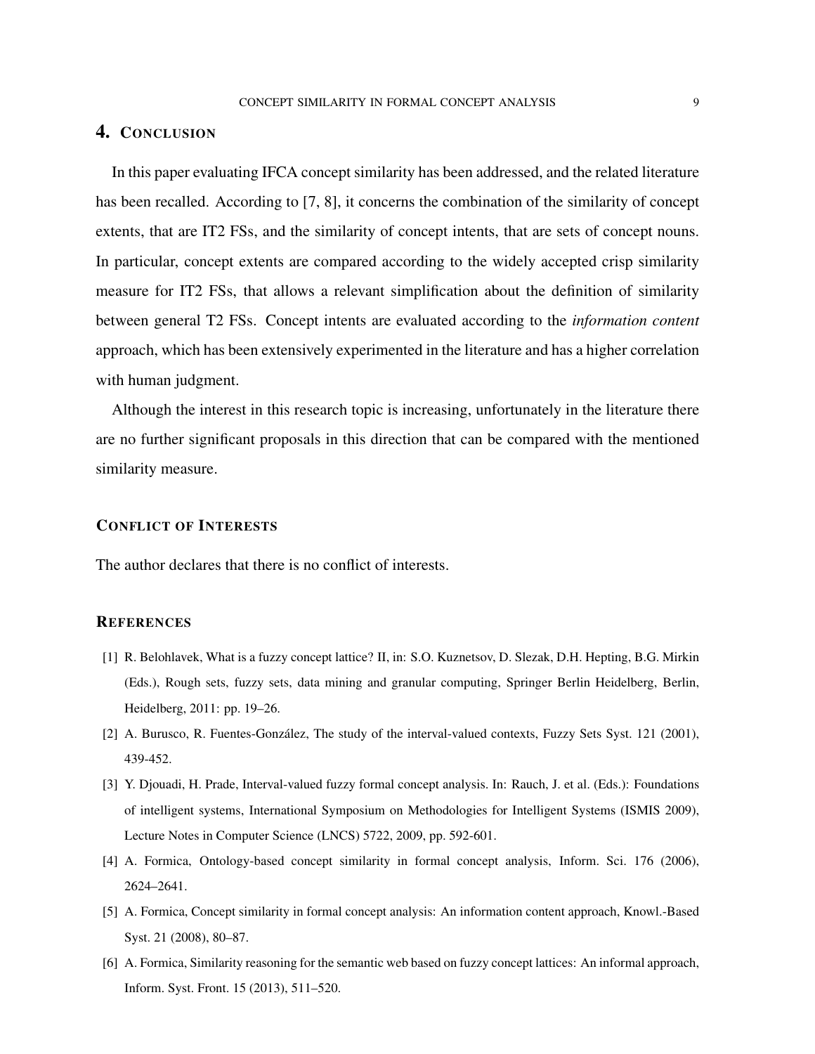## 4. Conclusion

In this paper evaluating IFCA concept similarity has been addressed, and the related literature has been recalled. According to [7, 8], it concerns the combination of the similarity of concept extents, that are IT2 FSs, and the similarity of concept intents, that are sets of concept nouns. In particular, concept extents are compared according to the widely accepted crisp similarity measure for IT2 FSs, that allows a relevant simplification about the definition of similarity between general T2 FSs. Concept intents are evaluated according to the *information content* approach, which has been extensively experimented in the literature and has a higher correlation with human judgment.

Although the interest in this research topic is increasing, unfortunately in the literature there are no further significant proposals in this direction that can be compared with the mentioned similarity measure.

### Conflict of Interests

The author declares that there is no conflict of interests.

### References

[1] R. Belohlavek, What is a fuzzy concept lattice? II, in: S.O. Kuznetsov, D. Slezak, D.H. Hepting, B.G. Mirkin (Eds.), Rough sets, fuzzy sets, data mining and granular computing, Springer Berlin Heidelberg, Berlin, Heidelberg, 2011: pp. 19–26.

[2] A. Burusco, R. Fuentes-González, The study of the interval-valued contexts, Fuzzy Sets Syst. 121 (2001), 439-452.

[3] Y. Djouadi, H. Prade, Interval-valued fuzzy formal concept analysis. In: Rauch, J. et al. (Eds.): Foundations of intelligent systems, International Symposium on Methodologies for Intelligent Systems (ISMIS 2009), Lecture Notes in Computer Science (LNCS) 5722, 2009, pp. 592-601.

[4] A. Formica, Ontology-based concept similarity in formal concept analysis, Inform. Sci. 176 (2006), 2624–2641.

[5] A. Formica, Concept similarity in formal concept analysis: An information content approach, Knowl.-Based Syst. 21 (2008), 80–87.

[6] A. Formica, Similarity reasoning for the semantic web based on fuzzy concept lattices: An informal approach, Inform. Syst. Front. 15 (2013), 511–520.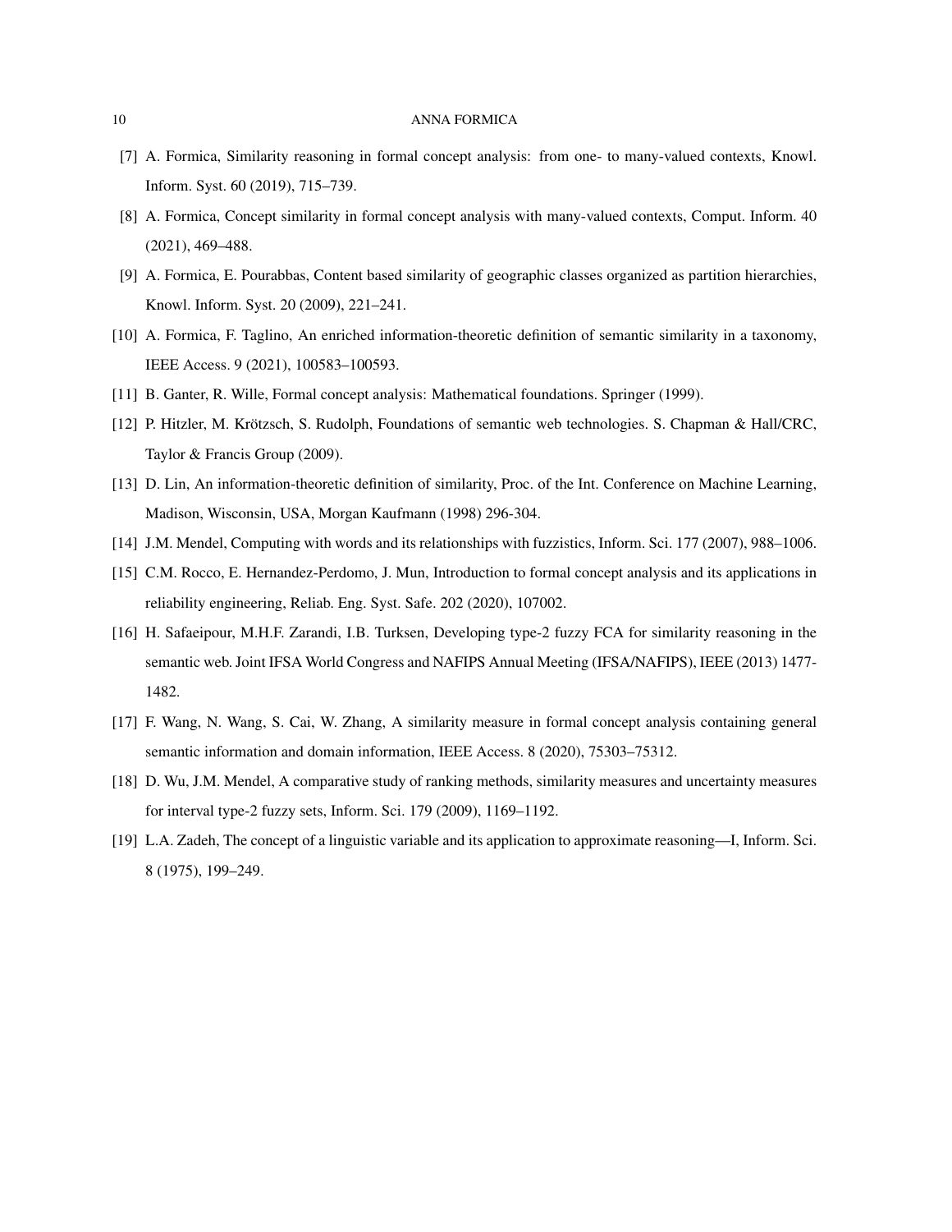[7] A. Formica, Similarity reasoning in formal concept analysis: from one- to many-valued contexts, Knowl. Inform. Syst. 60 (2019), 715–739.

[8] A. Formica, Concept similarity in formal concept analysis with many-valued contexts, Comput. Inform. 40 (2021), 469–488.

[9] A. Formica, E. Pourabbas, Content based similarity of geographic classes organized as partition hierarchies, Knowl. Inform. Syst. 20 (2009), 221–241.

[10] A. Formica, F. Taglino, An enriched information-theoretic definition of semantic similarity in a taxonomy, IEEE Access. 9 (2021), 100583–100593.

[11] B. Ganter, R. Wille, Formal concept analysis: Mathematical foundations. Springer (1999).

[12] P. Hitzler, M. Krötzsch, S. Rudolph, Foundations of semantic web technologies. S. Chapman & Hall/CRC, Taylor & Francis Group (2009).

[13] D. Lin, An information-theoretic definition of similarity, Proc. of the Int. Conference on Machine Learning, Madison, Wisconsin, USA, Morgan Kaufmann (1998) 296-304.

[14] J.M. Mendel, Computing with words and its relationships with fuzzistics, Inform. Sci. 177 (2007), 988–1006.

[15] C.M. Rocco, E. Hernandez-Perdomo, J. Mun, Introduction to formal concept analysis and its applications in reliability engineering, Reliab. Eng. Syst. Safe. 202 (2020), 107002.

[16] H. Safaeipour, M.H.F. Zarandi, I.B. Turksen, Developing type-2 fuzzy FCA for similarity reasoning in the semantic web. Joint IFSA World Congress and NAFIPS Annual Meeting (IFSA/NAFIPS), IEEE (2013) 1477-1482.

[17] F. Wang, N. Wang, S. Cai, W. Zhang, A similarity measure in formal concept analysis containing general semantic information and domain information, IEEE Access. 8 (2020), 75303–75312.

[18] D. Wu, J.M. Mendel, A comparative study of ranking methods, similarity measures and uncertainty measures for interval type-2 fuzzy sets, Inform. Sci. 179 (2009), 1169–1192.

[19] L.A. Zadeh, The concept of a linguistic variable and its application to approximate reasoning—I, Inform. Sci. 8 (1975), 199–249.